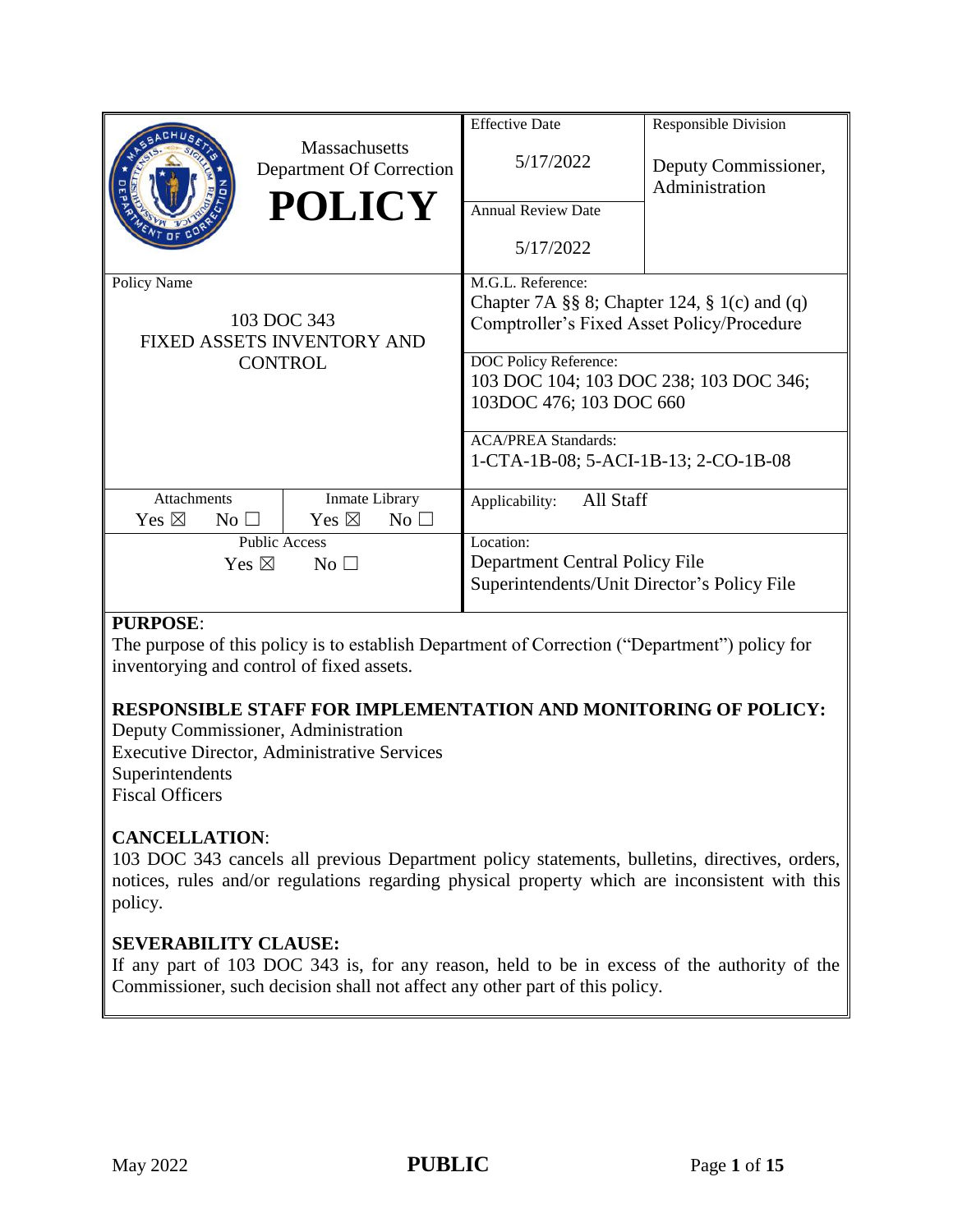| Massachusetts Department Of Correction **POLICY** | Effective Date 5/17/2022 | Responsible Division Deputy Commissioner, Administration |
|---|---|---|
| | Annual Review Date 5/17/2022 | |
| Policy Name 103 DOC 343 FIXED ASSETS INVENTORY AND CONTROL | M.G.L. Reference: Chapter 7A §§ 8; Chapter 124, § 1(c) and (q) Comptroller's Fixed Asset Policy/Procedure | |
| | DOC Policy Reference: 103 DOC 104; 103 DOC 238; 103 DOC 346; 103DOC 476; 103 DOC 660 | |
| | ACA/PREA Standards: 1-CTA-1B-08; 5-ACI-1B-13; 2-CO-1B-08 | |
| Attachments Yes ☒ No ☐ / Inmate Library Yes ☒ No ☐ | Applicability: All Staff | |
| Public Access Yes ☒ No ☐ | Location: Department Central Policy File Superintendents/Unit Director's Policy File | |

**PURPOSE**:
The purpose of this policy is to establish Department of Correction ("Department") policy for inventorying and control of fixed assets.

**RESPONSIBLE STAFF FOR IMPLEMENTATION AND MONITORING OF POLICY:**
Deputy Commissioner, Administration
Executive Director, Administrative Services
Superintendents
Fiscal Officers

**CANCELLATION**:
103 DOC 343 cancels all previous Department policy statements, bulletins, directives, orders, notices, rules and/or regulations regarding physical property which are inconsistent with this policy.

**SEVERABILITY CLAUSE:**
If any part of 103 DOC 343 is, for any reason, held to be in excess of the authority of the Commissioner, such decision shall not affect any other part of this policy.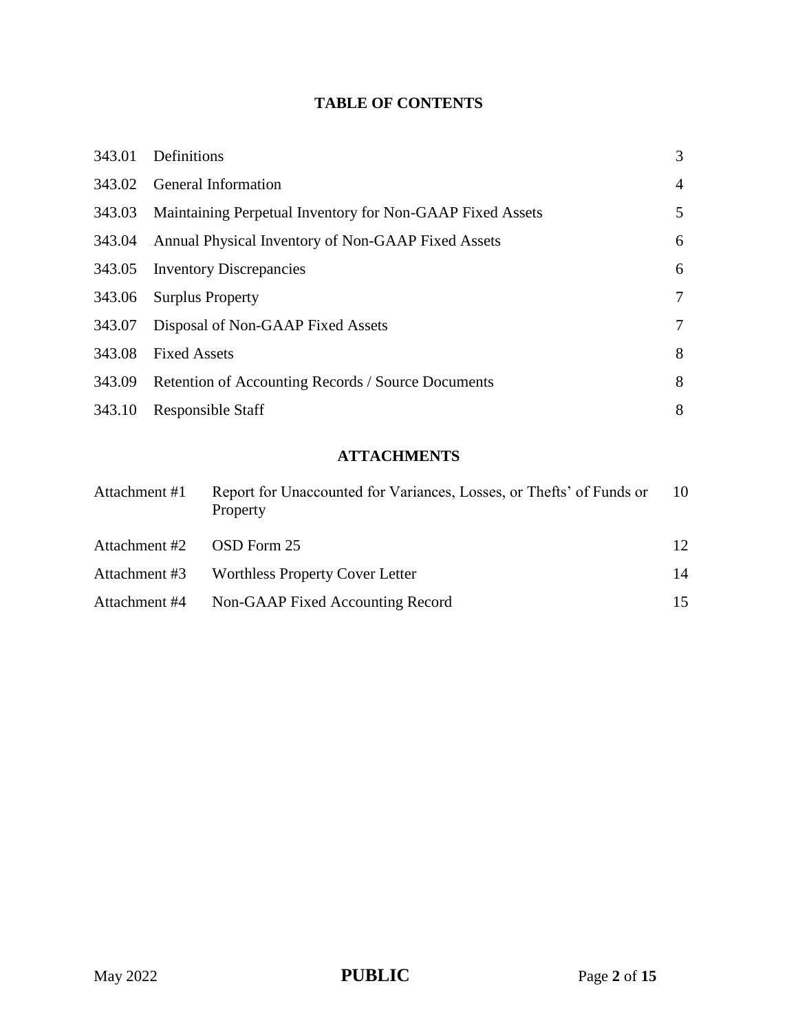## TABLE OF CONTENTS

| | | |
|---|---|---|
| 343.01 | Definitions | 3 |
| 343.02 | General Information | 4 |
| 343.03 | Maintaining Perpetual Inventory for Non-GAAP Fixed Assets | 5 |
| 343.04 | Annual Physical Inventory of Non-GAAP Fixed Assets | 6 |
| 343.05 | Inventory Discrepancies | 6 |
| 343.06 | Surplus Property | 7 |
| 343.07 | Disposal of Non-GAAP Fixed Assets | 7 |
| 343.08 | Fixed Assets | 8 |
| 343.09 | Retention of Accounting Records / Source Documents | 8 |
| 343.10 | Responsible Staff | 8 |

## ATTACHMENTS

| | | |
|---|---|---|
| Attachment #1 | Report for Unaccounted for Variances, Losses, or Thefts' of Funds or Property | 10 |
| Attachment #2 | OSD Form 25 | 12 |
| Attachment #3 | Worthless Property Cover Letter | 14 |
| Attachment #4 | Non-GAAP Fixed Accounting Record | 15 |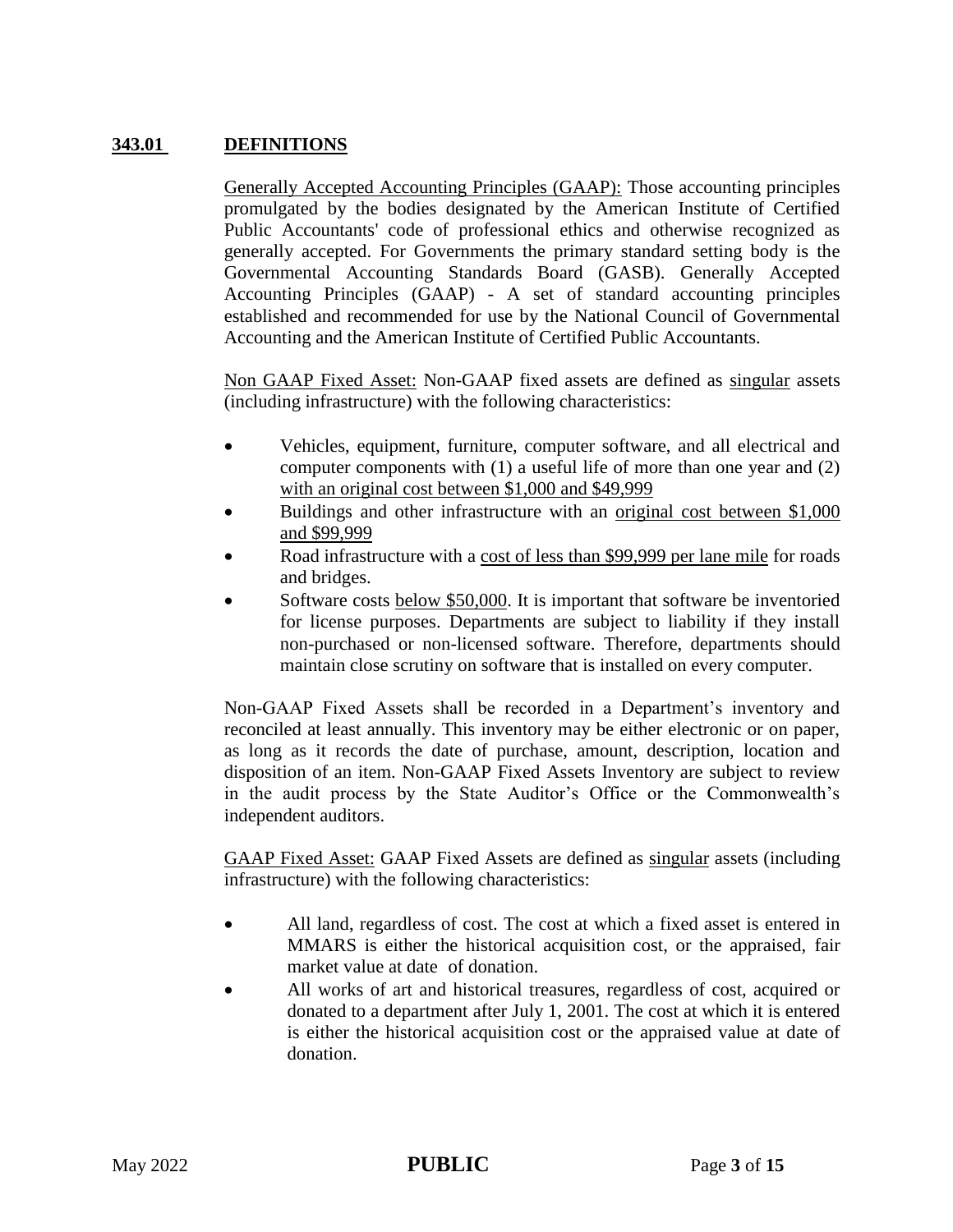## 343.01 DEFINITIONS

Generally Accepted Accounting Principles (GAAP): Those accounting principles promulgated by the bodies designated by the American Institute of Certified Public Accountants' code of professional ethics and otherwise recognized as generally accepted. For Governments the primary standard setting body is the Governmental Accounting Standards Board (GASB). Generally Accepted Accounting Principles (GAAP) - A set of standard accounting principles established and recommended for use by the National Council of Governmental Accounting and the American Institute of Certified Public Accountants.

Non GAAP Fixed Asset: Non-GAAP fixed assets are defined as singular assets (including infrastructure) with the following characteristics:

- Vehicles, equipment, furniture, computer software, and all electrical and computer components with (1) a useful life of more than one year and (2) with an original cost between $1,000 and $49,999
- Buildings and other infrastructure with an original cost between $1,000 and $99,999
- Road infrastructure with a cost of less than $99,999 per lane mile for roads and bridges.
- Software costs below $50,000. It is important that software be inventoried for license purposes. Departments are subject to liability if they install non-purchased or non-licensed software. Therefore, departments should maintain close scrutiny on software that is installed on every computer.

Non-GAAP Fixed Assets shall be recorded in a Department's inventory and reconciled at least annually. This inventory may be either electronic or on paper, as long as it records the date of purchase, amount, description, location and disposition of an item. Non-GAAP Fixed Assets Inventory are subject to review in the audit process by the State Auditor's Office or the Commonwealth's independent auditors.

GAAP Fixed Asset: GAAP Fixed Assets are defined as singular assets (including infrastructure) with the following characteristics:

- All land, regardless of cost. The cost at which a fixed asset is entered in MMARS is either the historical acquisition cost, or the appraised, fair market value at date of donation.
- All works of art and historical treasures, regardless of cost, acquired or donated to a department after July 1, 2001. The cost at which it is entered is either the historical acquisition cost or the appraised value at date of donation.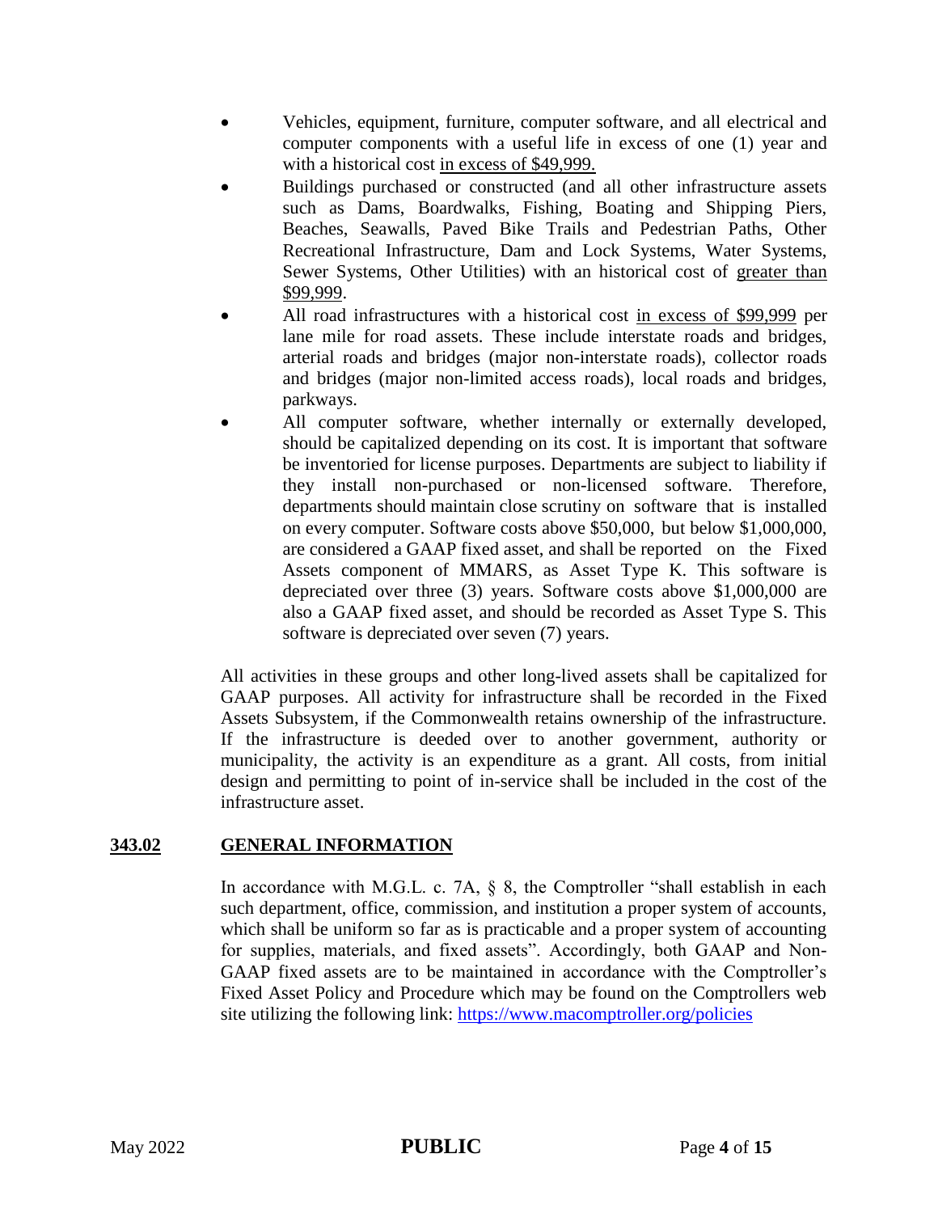- Vehicles, equipment, furniture, computer software, and all electrical and computer components with a useful life in excess of one (1) year and with a historical cost in excess of $49,999.
- Buildings purchased or constructed (and all other infrastructure assets such as Dams, Boardwalks, Fishing, Boating and Shipping Piers, Beaches, Seawalls, Paved Bike Trails and Pedestrian Paths, Other Recreational Infrastructure, Dam and Lock Systems, Water Systems, Sewer Systems, Other Utilities) with an historical cost of greater than $99,999.
- All road infrastructures with a historical cost in excess of $99,999 per lane mile for road assets. These include interstate roads and bridges, arterial roads and bridges (major non-interstate roads), collector roads and bridges (major non-limited access roads), local roads and bridges, parkways.
- All computer software, whether internally or externally developed, should be capitalized depending on its cost. It is important that software be inventoried for license purposes. Departments are subject to liability if they install non-purchased or non-licensed software. Therefore, departments should maintain close scrutiny on software that is installed on every computer. Software costs above $50,000, but below $1,000,000, are considered a GAAP fixed asset, and shall be reported on the Fixed Assets component of MMARS, as Asset Type K. This software is depreciated over three (3) years. Software costs above $1,000,000 are also a GAAP fixed asset, and should be recorded as Asset Type S. This software is depreciated over seven (7) years.

All activities in these groups and other long-lived assets shall be capitalized for GAAP purposes. All activity for infrastructure shall be recorded in the Fixed Assets Subsystem, if the Commonwealth retains ownership of the infrastructure. If the infrastructure is deeded over to another government, authority or municipality, the activity is an expenditure as a grant. All costs, from initial design and permitting to point of in-service shall be included in the cost of the infrastructure asset.

## 343.02 GENERAL INFORMATION

In accordance with M.G.L. c. 7A, § 8, the Comptroller "shall establish in each such department, office, commission, and institution a proper system of accounts, which shall be uniform so far as is practicable and a proper system of accounting for supplies, materials, and fixed assets". Accordingly, both GAAP and Non-GAAP fixed assets are to be maintained in accordance with the Comptroller's Fixed Asset Policy and Procedure which may be found on the Comptrollers web site utilizing the following link: https://www.macomptroller.org/policies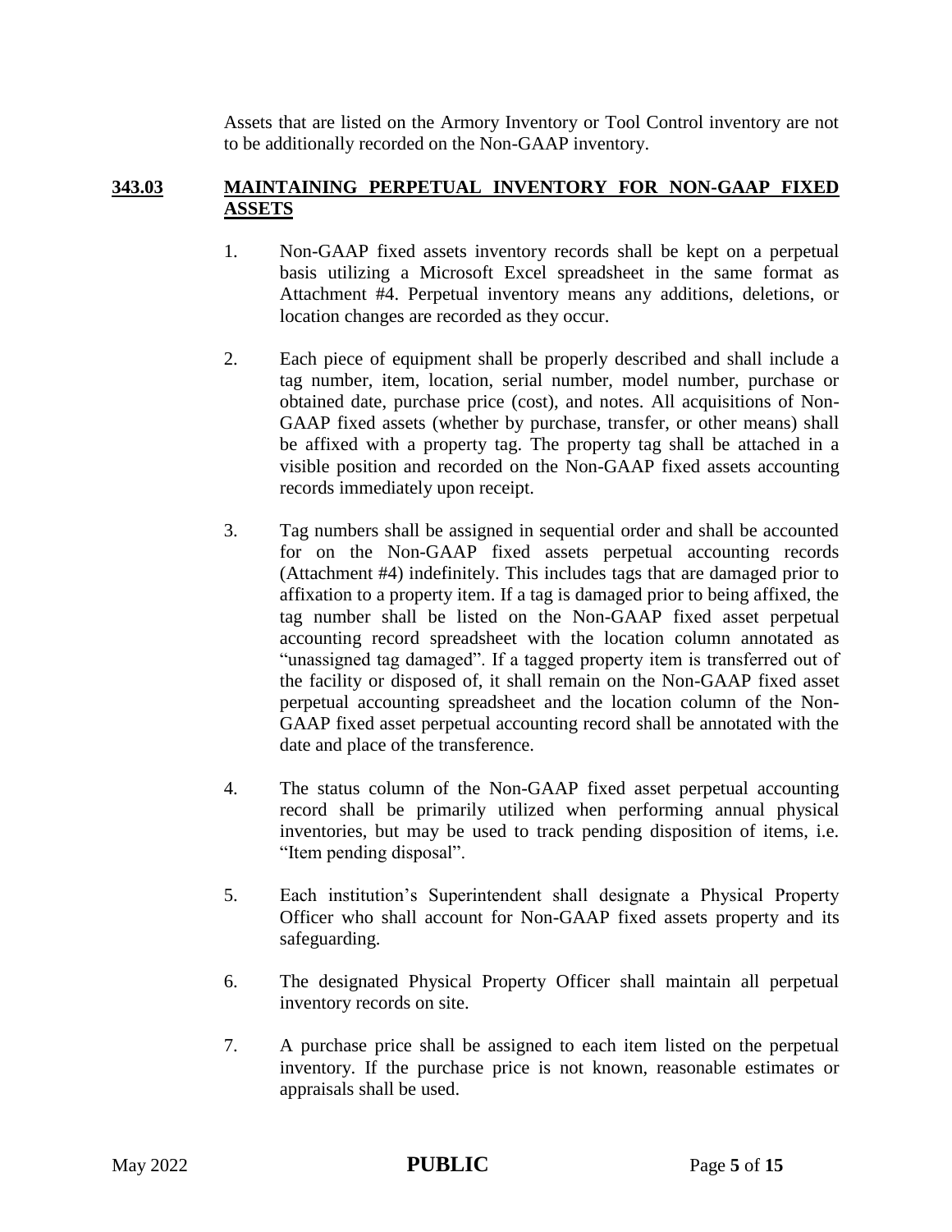Assets that are listed on the Armory Inventory or Tool Control inventory are not to be additionally recorded on the Non-GAAP inventory.

## 343.03 MAINTAINING PERPETUAL INVENTORY FOR NON-GAAP FIXED ASSETS

1. Non-GAAP fixed assets inventory records shall be kept on a perpetual basis utilizing a Microsoft Excel spreadsheet in the same format as Attachment #4. Perpetual inventory means any additions, deletions, or location changes are recorded as they occur.

2. Each piece of equipment shall be properly described and shall include a tag number, item, location, serial number, model number, purchase or obtained date, purchase price (cost), and notes. All acquisitions of Non-GAAP fixed assets (whether by purchase, transfer, or other means) shall be affixed with a property tag. The property tag shall be attached in a visible position and recorded on the Non-GAAP fixed assets accounting records immediately upon receipt.

3. Tag numbers shall be assigned in sequential order and shall be accounted for on the Non-GAAP fixed assets perpetual accounting records (Attachment #4) indefinitely. This includes tags that are damaged prior to affixation to a property item. If a tag is damaged prior to being affixed, the tag number shall be listed on the Non-GAAP fixed asset perpetual accounting record spreadsheet with the location column annotated as "unassigned tag damaged". If a tagged property item is transferred out of the facility or disposed of, it shall remain on the Non-GAAP fixed asset perpetual accounting spreadsheet and the location column of the Non-GAAP fixed asset perpetual accounting record shall be annotated with the date and place of the transference.

4. The status column of the Non-GAAP fixed asset perpetual accounting record shall be primarily utilized when performing annual physical inventories, but may be used to track pending disposition of items, i.e. "Item pending disposal".

5. Each institution's Superintendent shall designate a Physical Property Officer who shall account for Non-GAAP fixed assets property and its safeguarding.

6. The designated Physical Property Officer shall maintain all perpetual inventory records on site.

7. A purchase price shall be assigned to each item listed on the perpetual inventory. If the purchase price is not known, reasonable estimates or appraisals shall be used.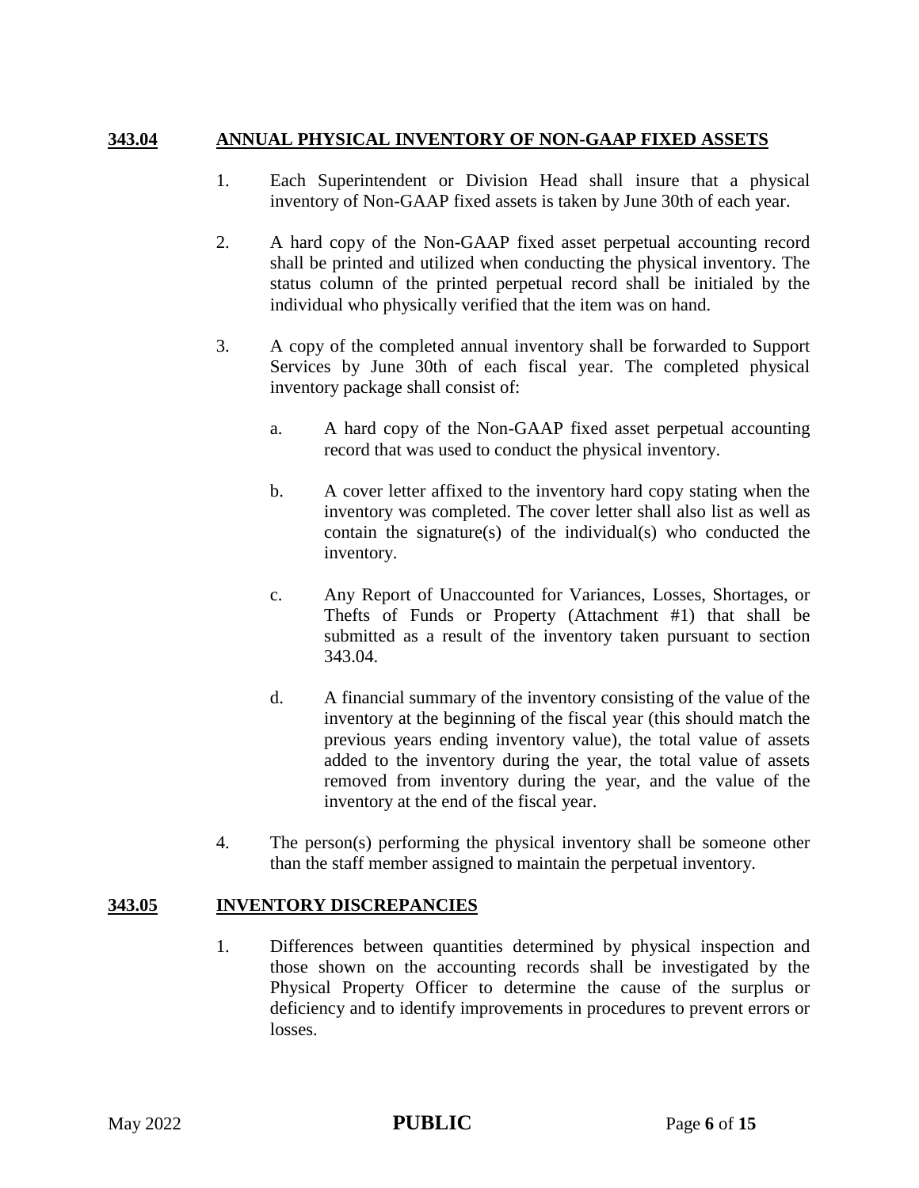## 343.04 ANNUAL PHYSICAL INVENTORY OF NON-GAAP FIXED ASSETS

1. Each Superintendent or Division Head shall insure that a physical inventory of Non-GAAP fixed assets is taken by June 30th of each year.

2. A hard copy of the Non-GAAP fixed asset perpetual accounting record shall be printed and utilized when conducting the physical inventory. The status column of the printed perpetual record shall be initialed by the individual who physically verified that the item was on hand.

3. A copy of the completed annual inventory shall be forwarded to Support Services by June 30th of each fiscal year. The completed physical inventory package shall consist of:

   a. A hard copy of the Non-GAAP fixed asset perpetual accounting record that was used to conduct the physical inventory.

   b. A cover letter affixed to the inventory hard copy stating when the inventory was completed. The cover letter shall also list as well as contain the signature(s) of the individual(s) who conducted the inventory.

   c. Any Report of Unaccounted for Variances, Losses, Shortages, or Thefts of Funds or Property (Attachment #1) that shall be submitted as a result of the inventory taken pursuant to section 343.04.

   d. A financial summary of the inventory consisting of the value of the inventory at the beginning of the fiscal year (this should match the previous years ending inventory value), the total value of assets added to the inventory during the year, the total value of assets removed from inventory during the year, and the value of the inventory at the end of the fiscal year.

4. The person(s) performing the physical inventory shall be someone other than the staff member assigned to maintain the perpetual inventory.

## 343.05 INVENTORY DISCREPANCIES

1. Differences between quantities determined by physical inspection and those shown on the accounting records shall be investigated by the Physical Property Officer to determine the cause of the surplus or deficiency and to identify improvements in procedures to prevent errors or losses.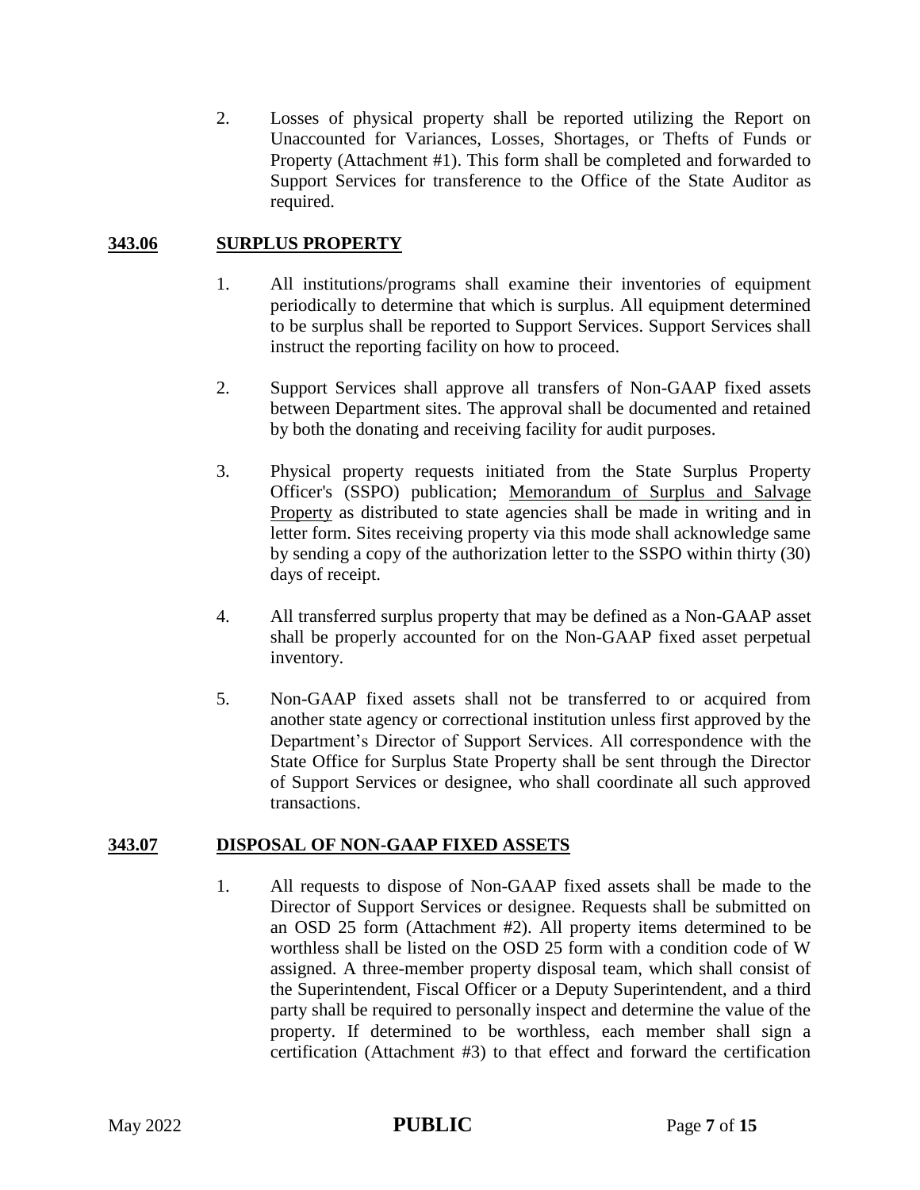2. Losses of physical property shall be reported utilizing the Report on Unaccounted for Variances, Losses, Shortages, or Thefts of Funds or Property (Attachment #1). This form shall be completed and forwarded to Support Services for transference to the Office of the State Auditor as required.

## 343.06 SURPLUS PROPERTY

1. All institutions/programs shall examine their inventories of equipment periodically to determine that which is surplus. All equipment determined to be surplus shall be reported to Support Services. Support Services shall instruct the reporting facility on how to proceed.

2. Support Services shall approve all transfers of Non-GAAP fixed assets between Department sites. The approval shall be documented and retained by both the donating and receiving facility for audit purposes.

3. Physical property requests initiated from the State Surplus Property Officer's (SSPO) publication; Memorandum of Surplus and Salvage Property as distributed to state agencies shall be made in writing and in letter form. Sites receiving property via this mode shall acknowledge same by sending a copy of the authorization letter to the SSPO within thirty (30) days of receipt.

4. All transferred surplus property that may be defined as a Non-GAAP asset shall be properly accounted for on the Non-GAAP fixed asset perpetual inventory.

5. Non-GAAP fixed assets shall not be transferred to or acquired from another state agency or correctional institution unless first approved by the Department's Director of Support Services. All correspondence with the State Office for Surplus State Property shall be sent through the Director of Support Services or designee, who shall coordinate all such approved transactions.

## 343.07 DISPOSAL OF NON-GAAP FIXED ASSETS

1. All requests to dispose of Non-GAAP fixed assets shall be made to the Director of Support Services or designee. Requests shall be submitted on an OSD 25 form (Attachment #2). All property items determined to be worthless shall be listed on the OSD 25 form with a condition code of W assigned. A three-member property disposal team, which shall consist of the Superintendent, Fiscal Officer or a Deputy Superintendent, and a third party shall be required to personally inspect and determine the value of the property. If determined to be worthless, each member shall sign a certification (Attachment #3) to that effect and forward the certification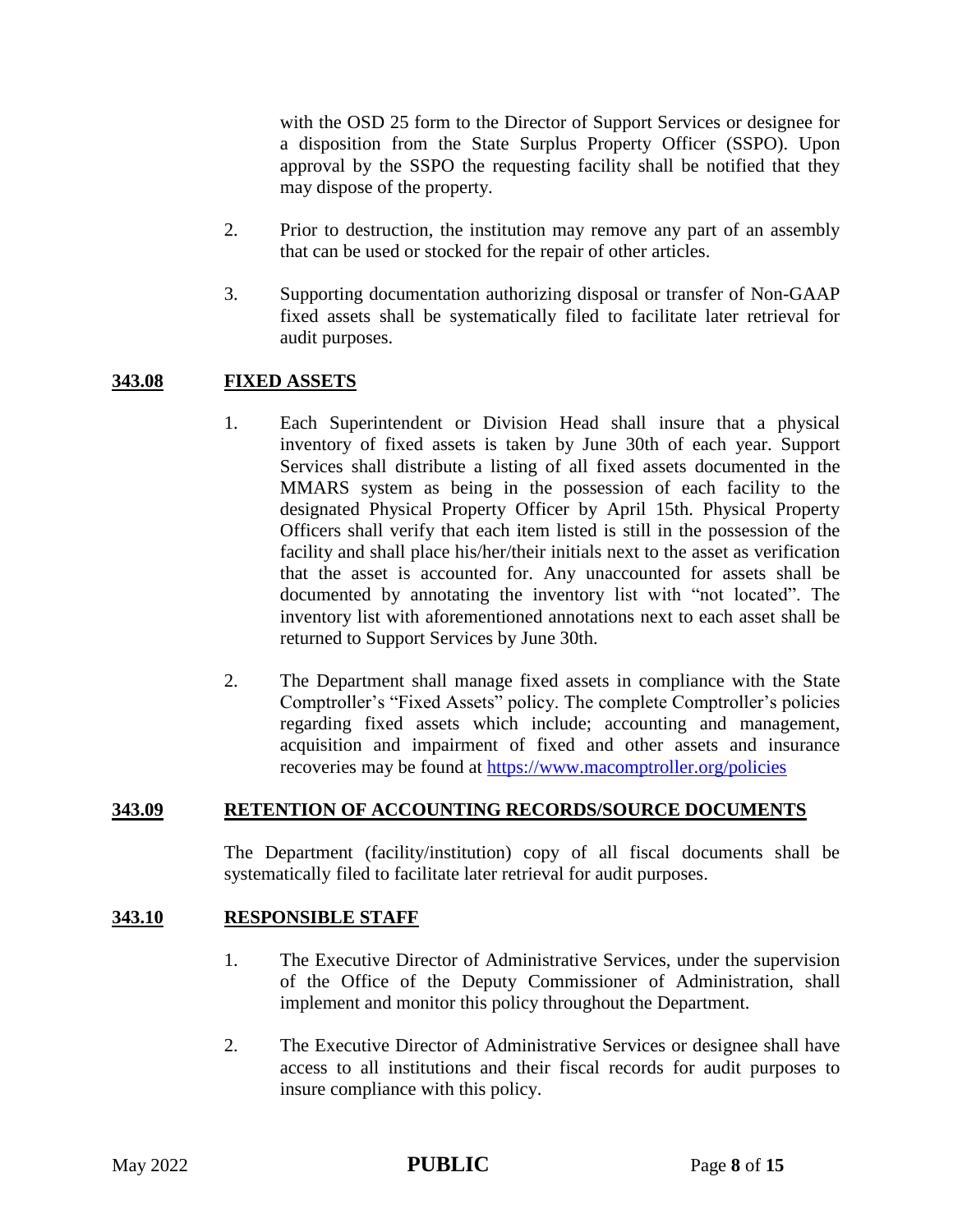with the OSD 25 form to the Director of Support Services or designee for a disposition from the State Surplus Property Officer (SSPO). Upon approval by the SSPO the requesting facility shall be notified that they may dispose of the property.

2. Prior to destruction, the institution may remove any part of an assembly that can be used or stocked for the repair of other articles.

3. Supporting documentation authorizing disposal or transfer of Non-GAAP fixed assets shall be systematically filed to facilitate later retrieval for audit purposes.

## 343.08 FIXED ASSETS

1. Each Superintendent or Division Head shall insure that a physical inventory of fixed assets is taken by June 30th of each year. Support Services shall distribute a listing of all fixed assets documented in the MMARS system as being in the possession of each facility to the designated Physical Property Officer by April 15th. Physical Property Officers shall verify that each item listed is still in the possession of the facility and shall place his/her/their initials next to the asset as verification that the asset is accounted for. Any unaccounted for assets shall be documented by annotating the inventory list with "not located". The inventory list with aforementioned annotations next to each asset shall be returned to Support Services by June 30th.

2. The Department shall manage fixed assets in compliance with the State Comptroller's "Fixed Assets" policy. The complete Comptroller's policies regarding fixed assets which include; accounting and management, acquisition and impairment of fixed and other assets and insurance recoveries may be found at [https://www.macomptroller.org/policies](https://www.macomptroller.org/policies)

## 343.09 RETENTION OF ACCOUNTING RECORDS/SOURCE DOCUMENTS

The Department (facility/institution) copy of all fiscal documents shall be systematically filed to facilitate later retrieval for audit purposes.

## 343.10 RESPONSIBLE STAFF

1. The Executive Director of Administrative Services, under the supervision of the Office of the Deputy Commissioner of Administration, shall implement and monitor this policy throughout the Department.

2. The Executive Director of Administrative Services or designee shall have access to all institutions and their fiscal records for audit purposes to insure compliance with this policy.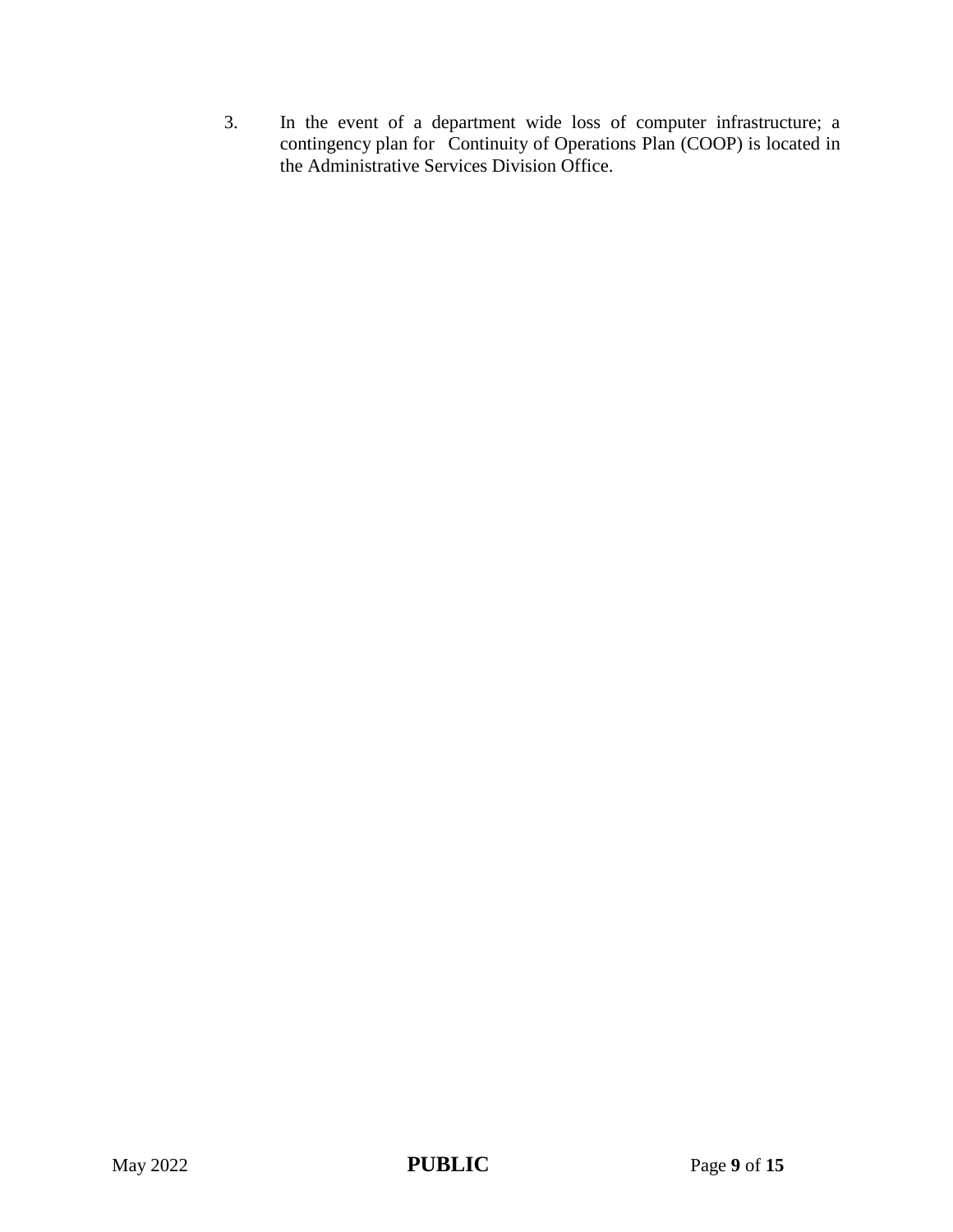3. In the event of a department wide loss of computer infrastructure; a contingency plan for Continuity of Operations Plan (COOP) is located in the Administrative Services Division Office.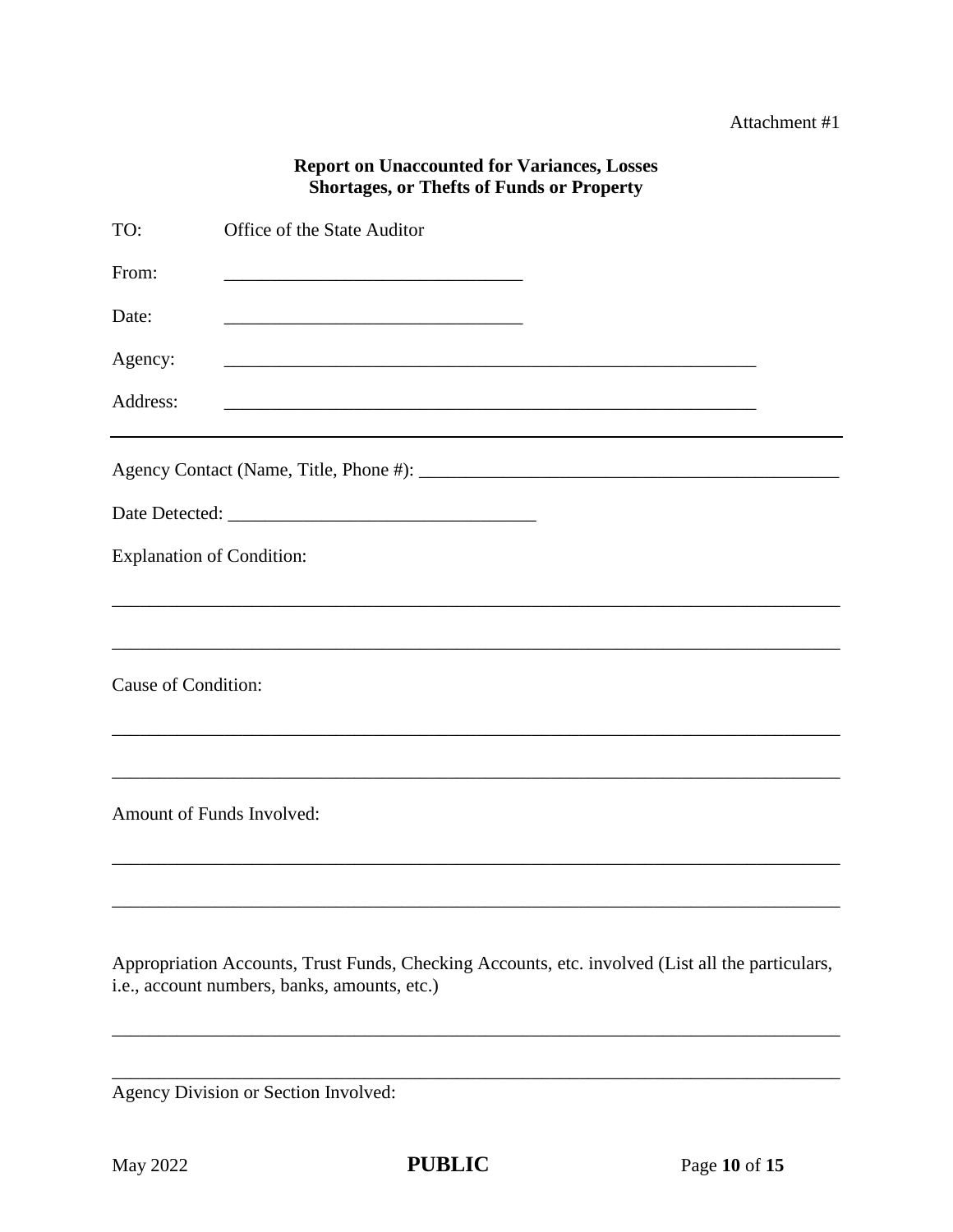Attachment #1

**Report on Unaccounted for Variances, Losses Shortages, or Thefts of Funds or Property**

TO: Office of the State Auditor

From: ________________________________

Date: ________________________________

Agency: ________________________________________________________

Address: ________________________________________________________

---

Agency Contact (Name, Title, Phone #): ___________________________________________

Date Detected: _________________________________

Explanation of Condition:

_____________________________________________________________________________

_____________________________________________________________________________

Cause of Condition:

_____________________________________________________________________________

_____________________________________________________________________________

Amount of Funds Involved:

_____________________________________________________________________________

_____________________________________________________________________________

Appropriation Accounts, Trust Funds, Checking Accounts, etc. involved (List all the particulars, i.e., account numbers, banks, amounts, etc.)

_____________________________________________________________________________

_____________________________________________________________________________

Agency Division or Section Involved: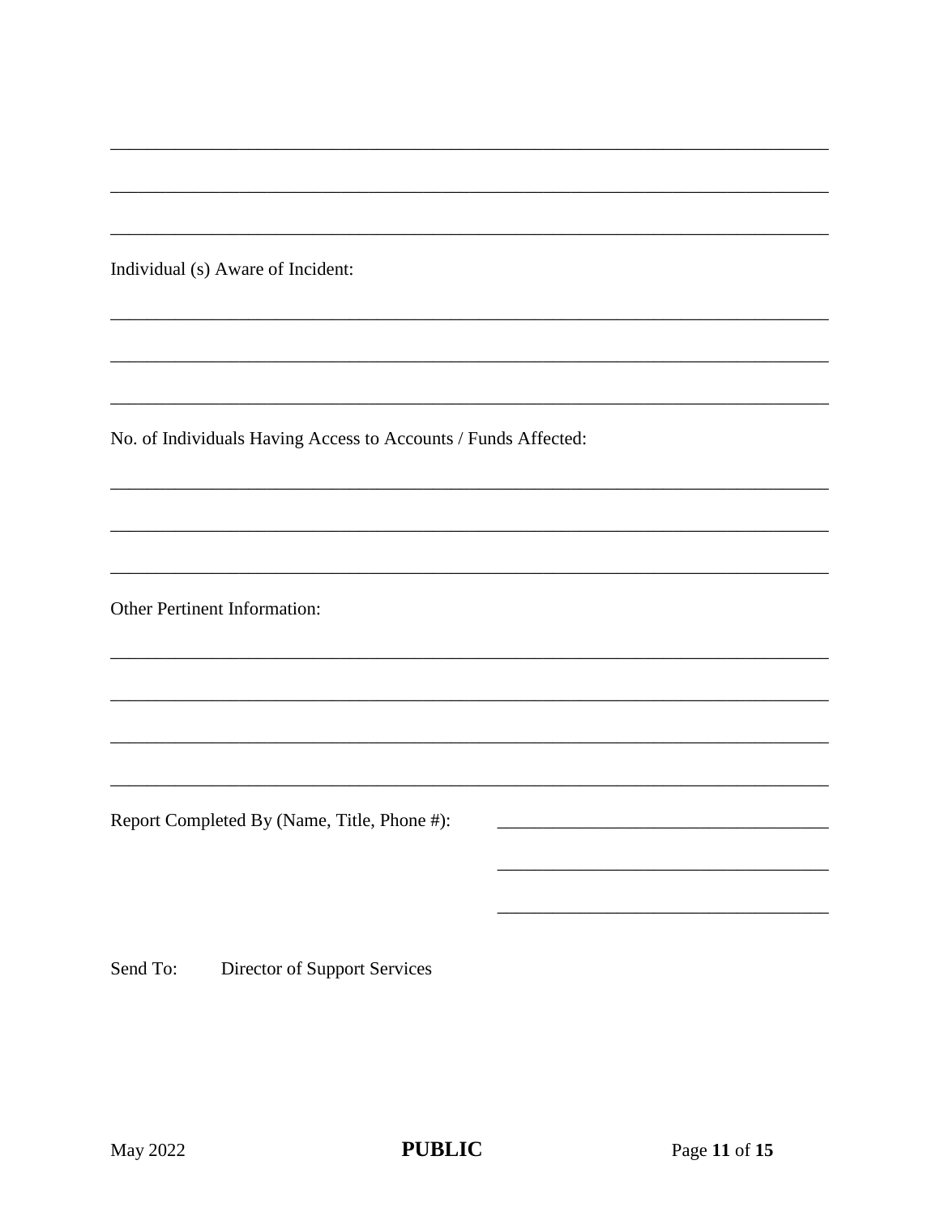\_\_\_\_\_\_\_\_\_\_\_\_\_\_\_\_\_\_\_\_\_\_\_\_\_\_\_\_\_\_\_\_\_\_\_\_\_\_\_\_\_\_\_\_\_\_\_\_\_\_\_\_\_\_\_\_\_\_\_\_\_\_\_\_\_\_\_\_\_\_\_\_

\_\_\_\_\_\_\_\_\_\_\_\_\_\_\_\_\_\_\_\_\_\_\_\_\_\_\_\_\_\_\_\_\_\_\_\_\_\_\_\_\_\_\_\_\_\_\_\_\_\_\_\_\_\_\_\_\_\_\_\_\_\_\_\_\_\_\_\_\_\_\_\_

\_\_\_\_\_\_\_\_\_\_\_\_\_\_\_\_\_\_\_\_\_\_\_\_\_\_\_\_\_\_\_\_\_\_\_\_\_\_\_\_\_\_\_\_\_\_\_\_\_\_\_\_\_\_\_\_\_\_\_\_\_\_\_\_\_\_\_\_\_\_\_\_

Individual (s) Aware of Incident:

\_\_\_\_\_\_\_\_\_\_\_\_\_\_\_\_\_\_\_\_\_\_\_\_\_\_\_\_\_\_\_\_\_\_\_\_\_\_\_\_\_\_\_\_\_\_\_\_\_\_\_\_\_\_\_\_\_\_\_\_\_\_\_\_\_\_\_\_\_\_\_\_

\_\_\_\_\_\_\_\_\_\_\_\_\_\_\_\_\_\_\_\_\_\_\_\_\_\_\_\_\_\_\_\_\_\_\_\_\_\_\_\_\_\_\_\_\_\_\_\_\_\_\_\_\_\_\_\_\_\_\_\_\_\_\_\_\_\_\_\_\_\_\_\_

\_\_\_\_\_\_\_\_\_\_\_\_\_\_\_\_\_\_\_\_\_\_\_\_\_\_\_\_\_\_\_\_\_\_\_\_\_\_\_\_\_\_\_\_\_\_\_\_\_\_\_\_\_\_\_\_\_\_\_\_\_\_\_\_\_\_\_\_\_\_\_\_

No. of Individuals Having Access to Accounts / Funds Affected:

\_\_\_\_\_\_\_\_\_\_\_\_\_\_\_\_\_\_\_\_\_\_\_\_\_\_\_\_\_\_\_\_\_\_\_\_\_\_\_\_\_\_\_\_\_\_\_\_\_\_\_\_\_\_\_\_\_\_\_\_\_\_\_\_\_\_\_\_\_\_\_\_

\_\_\_\_\_\_\_\_\_\_\_\_\_\_\_\_\_\_\_\_\_\_\_\_\_\_\_\_\_\_\_\_\_\_\_\_\_\_\_\_\_\_\_\_\_\_\_\_\_\_\_\_\_\_\_\_\_\_\_\_\_\_\_\_\_\_\_\_\_\_\_\_

\_\_\_\_\_\_\_\_\_\_\_\_\_\_\_\_\_\_\_\_\_\_\_\_\_\_\_\_\_\_\_\_\_\_\_\_\_\_\_\_\_\_\_\_\_\_\_\_\_\_\_\_\_\_\_\_\_\_\_\_\_\_\_\_\_\_\_\_\_\_\_\_

Other Pertinent Information:

\_\_\_\_\_\_\_\_\_\_\_\_\_\_\_\_\_\_\_\_\_\_\_\_\_\_\_\_\_\_\_\_\_\_\_\_\_\_\_\_\_\_\_\_\_\_\_\_\_\_\_\_\_\_\_\_\_\_\_\_\_\_\_\_\_\_\_\_\_\_\_\_

\_\_\_\_\_\_\_\_\_\_\_\_\_\_\_\_\_\_\_\_\_\_\_\_\_\_\_\_\_\_\_\_\_\_\_\_\_\_\_\_\_\_\_\_\_\_\_\_\_\_\_\_\_\_\_\_\_\_\_\_\_\_\_\_\_\_\_\_\_\_\_\_

\_\_\_\_\_\_\_\_\_\_\_\_\_\_\_\_\_\_\_\_\_\_\_\_\_\_\_\_\_\_\_\_\_\_\_\_\_\_\_\_\_\_\_\_\_\_\_\_\_\_\_\_\_\_\_\_\_\_\_\_\_\_\_\_\_\_\_\_\_\_\_\_

\_\_\_\_\_\_\_\_\_\_\_\_\_\_\_\_\_\_\_\_\_\_\_\_\_\_\_\_\_\_\_\_\_\_\_\_\_\_\_\_\_\_\_\_\_\_\_\_\_\_\_\_\_\_\_\_\_\_\_\_\_\_\_\_\_\_\_\_\_\_\_\_

Report Completed By (Name, Title, Phone #): \_\_\_\_\_\_\_\_\_\_\_\_\_\_\_\_\_\_\_\_\_\_\_\_\_\_\_\_\_\_\_\_\_\_\_

\_\_\_\_\_\_\_\_\_\_\_\_\_\_\_\_\_\_\_\_\_\_\_\_\_\_\_\_\_\_\_\_\_\_\_

\_\_\_\_\_\_\_\_\_\_\_\_\_\_\_\_\_\_\_\_\_\_\_\_\_\_\_\_\_\_\_\_\_\_\_

Send To: Director of Support Services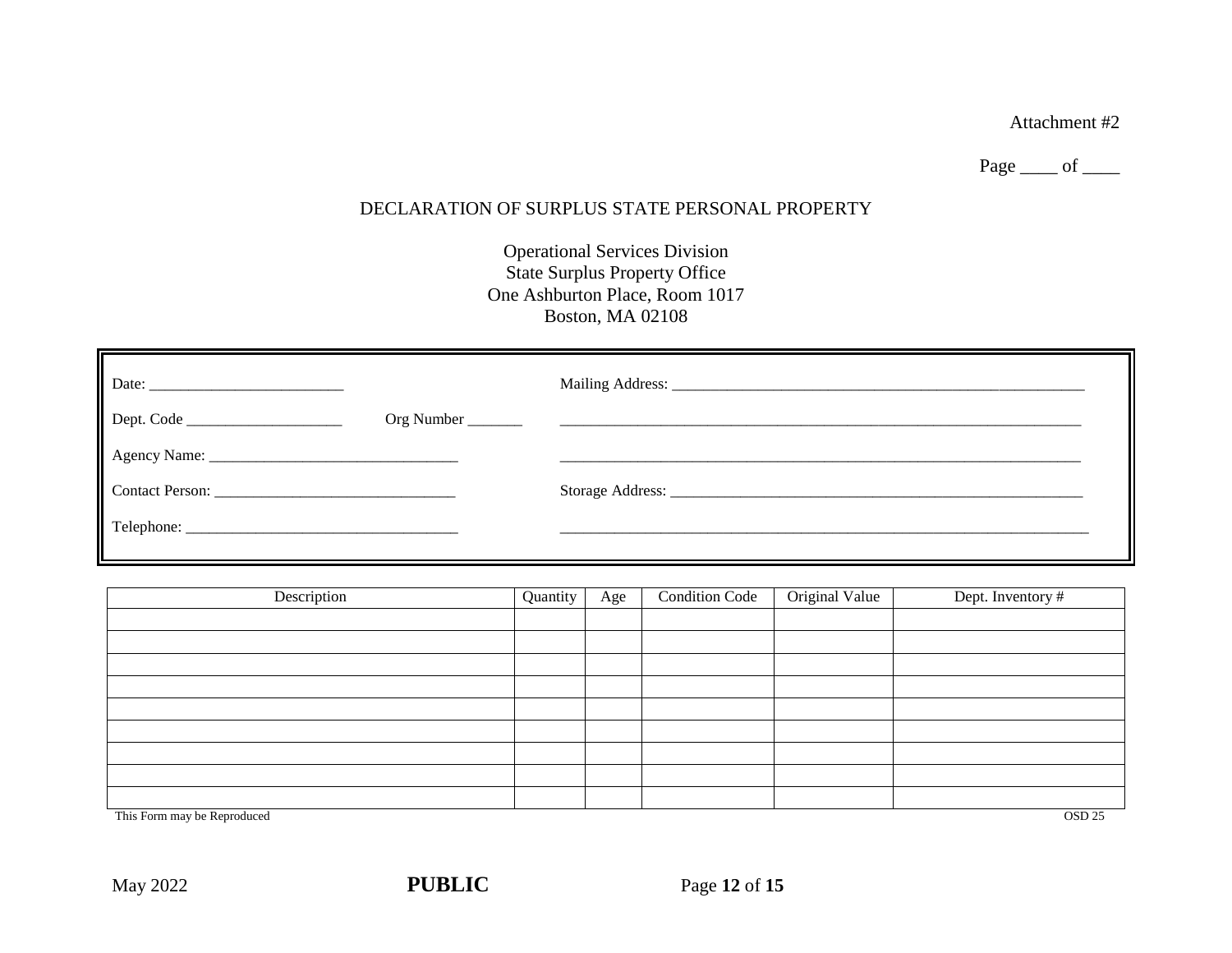Attachment #2

Page ____ of ____

# DECLARATION OF SURPLUS STATE PERSONAL PROPERTY

Operational Services Division
State Surplus Property Office
One Ashburton Place, Room 1017
Boston, MA 02108

| | |
|---|---|
| Date: __________________________ | Mailing Address: ________________________________________________________ |
| Dept. Code ____________________ Org Number _______ | ______________________________________________________________________ |
| Agency Name: ________________________________ | ______________________________________________________________________ |
| Contact Person: _______________________________ | Storage Address: ________________________________________________________ |
| Telephone: ___________________________________ | ______________________________________________________________________ |

| Description | Quantity | Age | Condition Code | Original Value | Dept. Inventory # |
|---|---|---|---|---|---|
| | | | | | |
| | | | | | |
| | | | | | |
| | | | | | |
| | | | | | |
| | | | | | |
| | | | | | |
| | | | | | |
| | | | | | |

This Form may be Reproduced OSD 25

May 2022 **PUBLIC**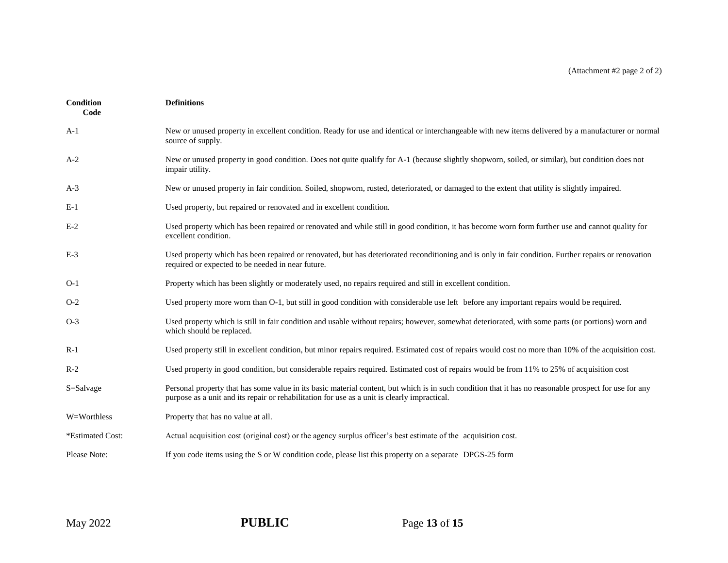(Attachment #2 page 2 of 2)

| Condition Code | Definitions |
| --- | --- |
| A-1 | New or unused property in excellent condition. Ready for use and identical or interchangeable with new items delivered by a manufacturer or normal source of supply. |
| A-2 | New or unused property in good condition. Does not quite qualify for A-1 (because slightly shopworn, soiled, or similar), but condition does not impair utility. |
| A-3 | New or unused property in fair condition. Soiled, shopworn, rusted, deteriorated, or damaged to the extent that utility is slightly impaired. |
| E-1 | Used property, but repaired or renovated and in excellent condition. |
| E-2 | Used property which has been repaired or renovated and while still in good condition, it has become worn form further use and cannot quality for excellent condition. |
| E-3 | Used property which has been repaired or renovated, but has deteriorated reconditioning and is only in fair condition. Further repairs or renovation required or expected to be needed in near future. |
| O-1 | Property which has been slightly or moderately used, no repairs required and still in excellent condition. |
| O-2 | Used property more worn than O-1, but still in good condition with considerable use left before any important repairs would be required. |
| O-3 | Used property which is still in fair condition and usable without repairs; however, somewhat deteriorated, with some parts (or portions) worn and which should be replaced. |
| R-1 | Used property still in excellent condition, but minor repairs required. Estimated cost of repairs would cost no more than 10% of the acquisition cost. |
| R-2 | Used property in good condition, but considerable repairs required. Estimated cost of repairs would be from 11% to 25% of acquisition cost |
| S=Salvage | Personal property that has some value in its basic material content, but which is in such condition that it has no reasonable prospect for use for any purpose as a unit and its repair or rehabilitation for use as a unit is clearly impractical. |
| W=Worthless | Property that has no value at all. |
| *Estimated Cost: | Actual acquisition cost (original cost) or the agency surplus officer's best estimate of the acquisition cost. |
| Please Note: | If you code items using the S or W condition code, please list this property on a separate DPGS-25 form |

May 2022 **PUBLIC**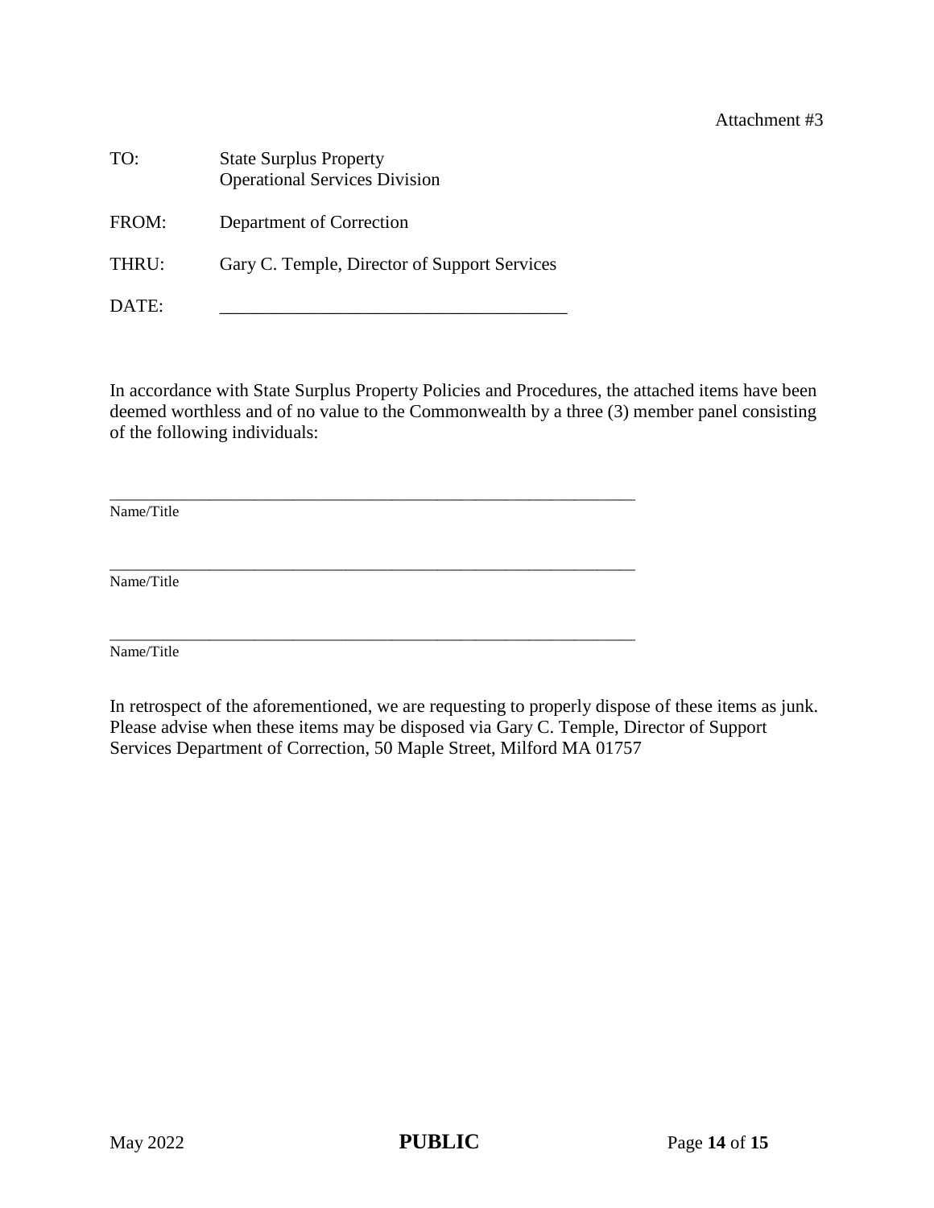Attachment #3

TO: State Surplus Property
Operational Services Division

FROM: Department of Correction

THRU: Gary C. Temple, Director of Support Services

DATE: ______________________________________

In accordance with State Surplus Property Policies and Procedures, the attached items have been deemed worthless and of no value to the Commonwealth by a three (3) member panel consisting of the following individuals:

_________________________________________________________________
Name/Title

_________________________________________________________________
Name/Title

_________________________________________________________________
Name/Title

In retrospect of the aforementioned, we are requesting to properly dispose of these items as junk. Please advise when these items may be disposed via Gary C. Temple, Director of Support Services Department of Correction, 50 Maple Street, Milford MA 01757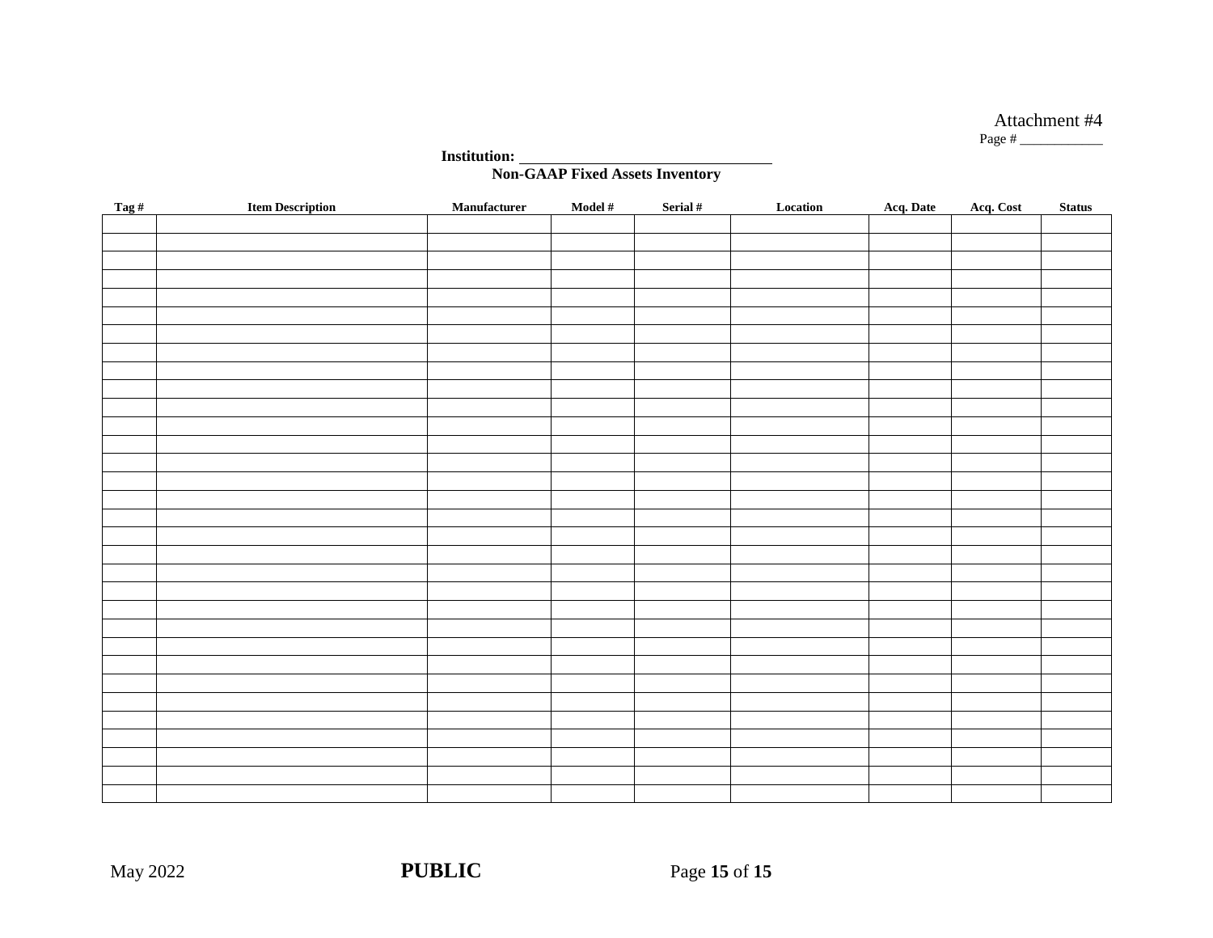Attachment #4

Page # ____________

**Institution:** ________________________________

**Non-GAAP Fixed Assets Inventory**

| Tag # | Item Description | Manufacturer | Model # | Serial # | Location | Acq. Date | Acq. Cost | Status |
|---|---|---|---|---|---|---|---|---|
| | | | | | | | | |
| | | | | | | | | |
| | | | | | | | | |
| | | | | | | | | |
| | | | | | | | | |
| | | | | | | | | |
| | | | | | | | | |
| | | | | | | | | |
| | | | | | | | | |
| | | | | | | | | |
| | | | | | | | | |
| | | | | | | | | |
| | | | | | | | | |
| | | | | | | | | |
| | | | | | | | | |
| | | | | | | | | |
| | | | | | | | | |
| | | | | | | | | |
| | | | | | | | | |
| | | | | | | | | |
| | | | | | | | | |
| | | | | | | | | |
| | | | | | | | | |
| | | | | | | | | |
| | | | | | | | | |
| | | | | | | | | |
| | | | | | | | | |
| | | | | | | | | |
| | | | | | | | | |
| | | | | | | | | |
| | | | | | | | | |
| | | | | | | | | |

May 2022 **PUBLIC**